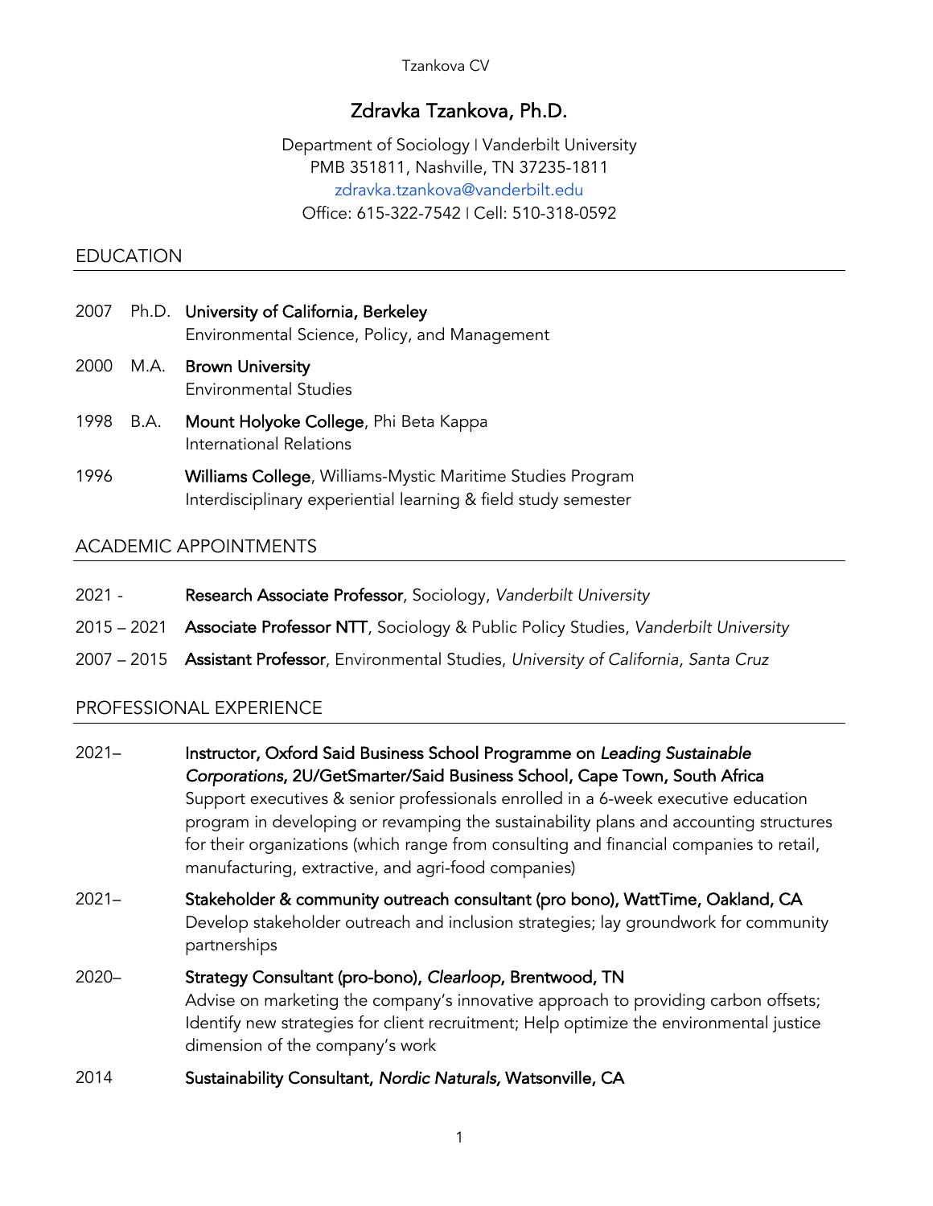# Zdravka Tzankova, Ph.D.

Department of Sociology | Vanderbilt University
PMB 351811, Nashville, TN 37235-1811
zdravka.tzankova@vanderbilt.edu
Office: 615-322-7542 | Cell: 510-318-0592

## EDUCATION

2007 Ph.D. **University of California, Berkeley**
Environmental Science, Policy, and Management

2000 M.A. **Brown University**
Environmental Studies

1998 B.A. **Mount Holyoke College**, Phi Beta Kappa
International Relations

1996 **Williams College**, Williams-Mystic Maritime Studies Program
Interdisciplinary experiential learning & field study semester

## ACADEMIC APPOINTMENTS

2021 - **Research Associate Professor**, Sociology, *Vanderbilt University*

2015 – 2021 **Associate Professor NTT**, Sociology & Public Policy Studies, *Vanderbilt University*

2007 – 2015 **Assistant Professor**, Environmental Studies, *University of California, Santa Cruz*

## PROFESSIONAL EXPERIENCE

2021– **Instructor, Oxford Said Business School Programme on *Leading Sustainable Corporations*, 2U/GetSmarter/Said Business School, Cape Town, South Africa**
Support executives & senior professionals enrolled in a 6-week executive education program in developing or revamping the sustainability plans and accounting structures for their organizations (which range from consulting and financial companies to retail, manufacturing, extractive, and agri-food companies)

2021– **Stakeholder & community outreach consultant (pro bono), WattTime, Oakland, CA**
Develop stakeholder outreach and inclusion strategies; lay groundwork for community partnerships

2020– **Strategy Consultant (pro-bono), *Clearloop*, Brentwood, TN**
Advise on marketing the company's innovative approach to providing carbon offsets; Identify new strategies for client recruitment; Help optimize the environmental justice dimension of the company's work

2014 **Sustainability Consultant, *Nordic Naturals,* Watsonville, CA**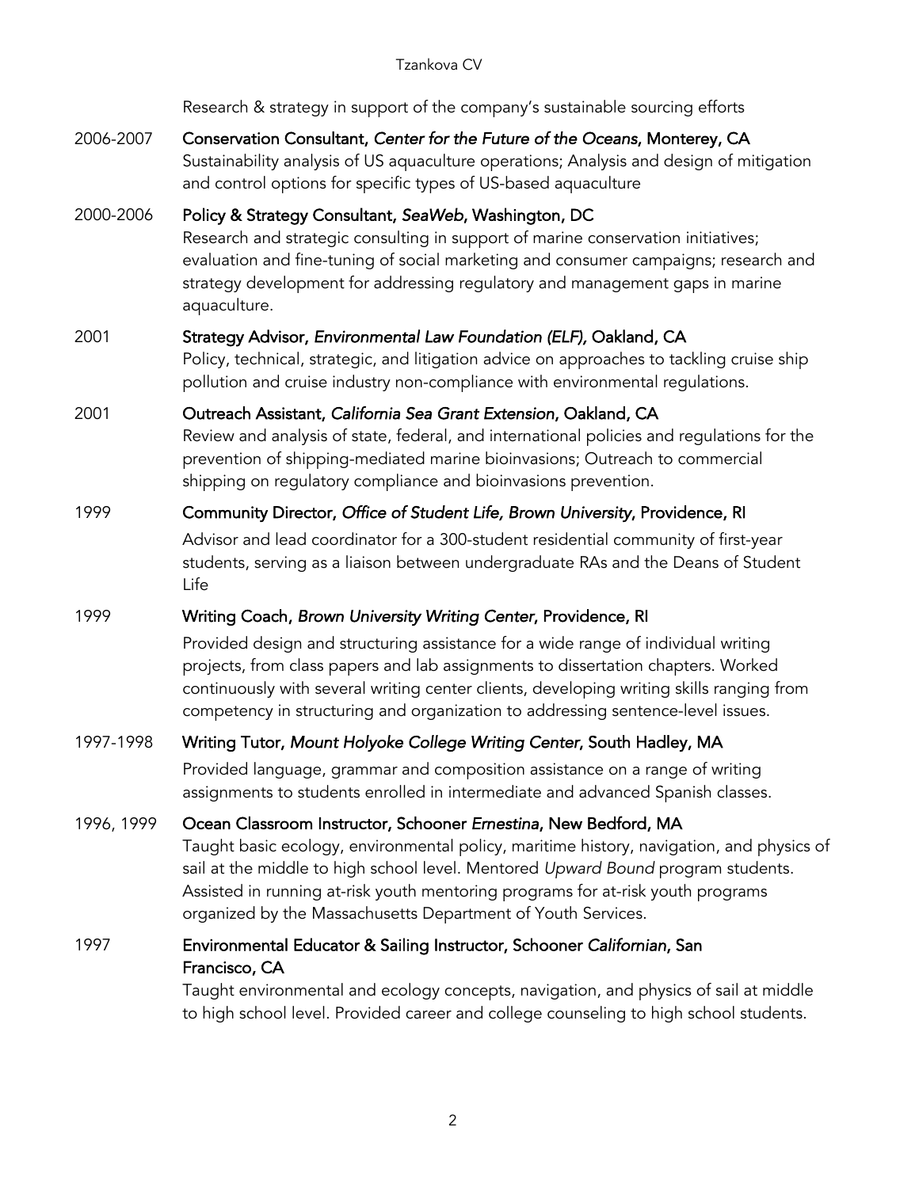Research & strategy in support of the company's sustainable sourcing efforts

2006-2007 **Conservation Consultant, *Center for the Future of the Oceans*, Monterey, CA**
Sustainability analysis of US aquaculture operations; Analysis and design of mitigation and control options for specific types of US-based aquaculture

2000-2006 **Policy & Strategy Consultant, *SeaWeb*, Washington, DC**
Research and strategic consulting in support of marine conservation initiatives; evaluation and fine-tuning of social marketing and consumer campaigns; research and strategy development for addressing regulatory and management gaps in marine aquaculture.

2001 **Strategy Advisor, *Environmental Law Foundation (ELF)*, Oakland, CA**
Policy, technical, strategic, and litigation advice on approaches to tackling cruise ship pollution and cruise industry non-compliance with environmental regulations.

2001 **Outreach Assistant, *California Sea Grant Extension*, Oakland, CA**
Review and analysis of state, federal, and international policies and regulations for the prevention of shipping-mediated marine bioinvasions; Outreach to commercial shipping on regulatory compliance and bioinvasions prevention.

1999 **Community Director, *Office of Student Life, Brown University*, Providence, RI**
Advisor and lead coordinator for a 300-student residential community of first-year students, serving as a liaison between undergraduate RAs and the Deans of Student Life

1999 **Writing Coach, *Brown University Writing Center*, Providence, RI**
Provided design and structuring assistance for a wide range of individual writing projects, from class papers and lab assignments to dissertation chapters. Worked continuously with several writing center clients, developing writing skills ranging from competency in structuring and organization to addressing sentence-level issues.

1997-1998 **Writing Tutor, *Mount Holyoke College Writing Center*, South Hadley, MA**
Provided language, grammar and composition assistance on a range of writing assignments to students enrolled in intermediate and advanced Spanish classes.

1996, 1999 **Ocean Classroom Instructor, Schooner *Ernestina*, New Bedford, MA**
Taught basic ecology, environmental policy, maritime history, navigation, and physics of sail at the middle to high school level. Mentored *Upward Bound* program students. Assisted in running at-risk youth mentoring programs for at-risk youth programs organized by the Massachusetts Department of Youth Services.

1997 **Environmental Educator & Sailing Instructor, Schooner *Californian*, San Francisco, CA**
Taught environmental and ecology concepts, navigation, and physics of sail at middle to high school level. Provided career and college counseling to high school students.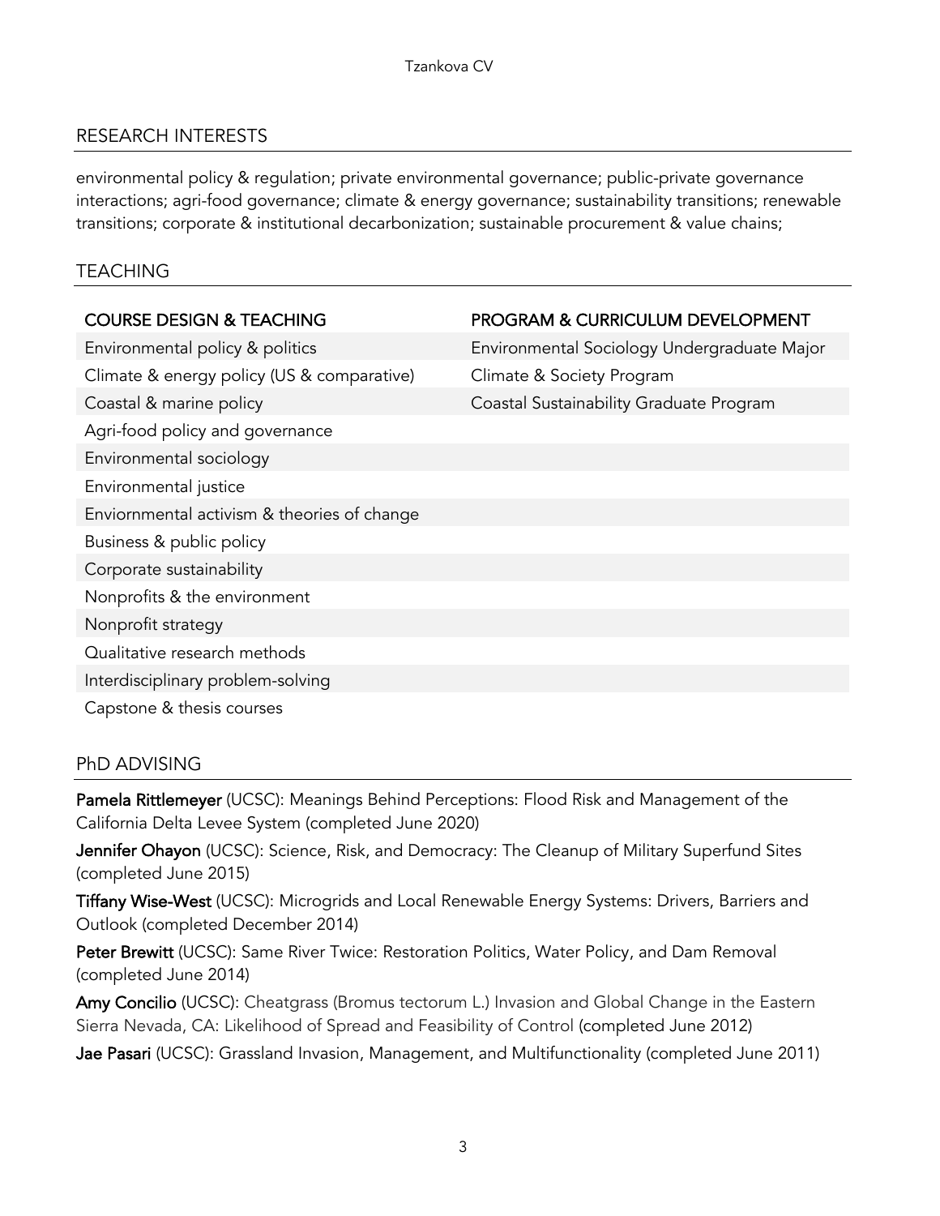## RESEARCH INTERESTS

environmental policy & regulation; private environmental governance; public-private governance interactions; agri-food governance; climate & energy governance; sustainability transitions; renewable transitions; corporate & institutional decarbonization; sustainable procurement & value chains;

## TEACHING

| COURSE DESIGN & TEACHING | PROGRAM & CURRICULUM DEVELOPMENT |
| --- | --- |
| Environmental policy & politics | Environmental Sociology Undergraduate Major |
| Climate & energy policy (US & comparative) | Climate & Society Program |
| Coastal & marine policy | Coastal Sustainability Graduate Program |
| Agri-food policy and governance | |
| Environmental sociology | |
| Environmental justice | |
| Enviornmental activism & theories of change | |
| Business & public policy | |
| Corporate sustainability | |
| Nonprofits & the environment | |
| Nonprofit strategy | |
| Qualitative research methods | |
| Interdisciplinary problem-solving | |
| Capstone & thesis courses | |

## PhD ADVISING

**Pamela Rittlemeyer** (UCSC): Meanings Behind Perceptions: Flood Risk and Management of the California Delta Levee System (completed June 2020)

**Jennifer Ohayon** (UCSC): Science, Risk, and Democracy: The Cleanup of Military Superfund Sites (completed June 2015)

**Tiffany Wise-West** (UCSC): Microgrids and Local Renewable Energy Systems: Drivers, Barriers and Outlook (completed December 2014)

**Peter Brewitt** (UCSC): Same River Twice: Restoration Politics, Water Policy, and Dam Removal (completed June 2014)

**Amy Concilio** (UCSC): Cheatgrass (Bromus tectorum L.) Invasion and Global Change in the Eastern Sierra Nevada, CA: Likelihood of Spread and Feasibility of Control (completed June 2012)

**Jae Pasari** (UCSC): Grassland Invasion, Management, and Multifunctionality (completed June 2011)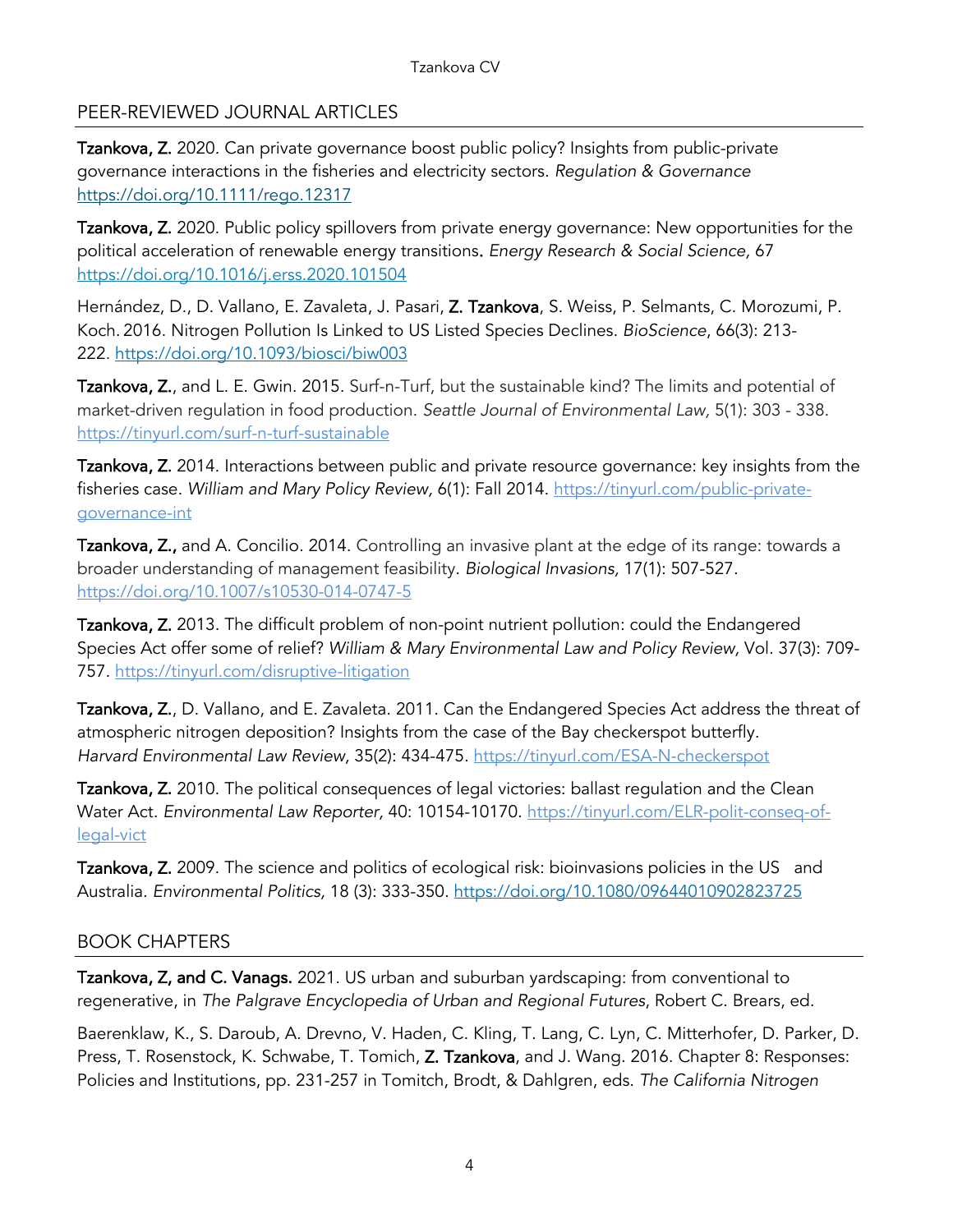## PEER-REVIEWED JOURNAL ARTICLES

**Tzankova, Z.** 2020. Can private governance boost public policy? Insights from public-private governance interactions in the fisheries and electricity sectors. *Regulation & Governance* https://doi.org/10.1111/rego.12317

**Tzankova, Z.** 2020. Public policy spillovers from private energy governance: New opportunities for the political acceleration of renewable energy transitions. *Energy Research & Social Science,* 67 https://doi.org/10.1016/j.erss.2020.101504

Hernández, D., D. Vallano, E. Zavaleta, J. Pasari, **Z. Tzankova**, S. Weiss, P. Selmants, C. Morozumi, P. Koch. 2016. Nitrogen Pollution Is Linked to US Listed Species Declines. *BioScience*, 66(3): 213-222. https://doi.org/10.1093/biosci/biw003

**Tzankova, Z.**, and L. E. Gwin. 2015. Surf-n-Turf, but the sustainable kind? The limits and potential of market-driven regulation in food production. *Seattle Journal of Environmental Law,* 5(1): 303 - 338. https://tinyurl.com/surf-n-turf-sustainable

**Tzankova, Z.** 2014. Interactions between public and private resource governance: key insights from the fisheries case. *William and Mary Policy Review,* 6(1): Fall 2014. https://tinyurl.com/public-private-governance-int

**Tzankova, Z.,** and A. Concilio. 2014. Controlling an invasive plant at the edge of its range: towards a broader understanding of management feasibility. *Biological Invasions,* 17(1): 507-527. https://doi.org/10.1007/s10530-014-0747-5

**Tzankova, Z.** 2013. The difficult problem of non-point nutrient pollution: could the Endangered Species Act offer some of relief? *William & Mary Environmental Law and Policy Review,* Vol. 37(3): 709-757. https://tinyurl.com/disruptive-litigation

**Tzankova, Z.**, D. Vallano, and E. Zavaleta. 2011. Can the Endangered Species Act address the threat of atmospheric nitrogen deposition? Insights from the case of the Bay checkerspot butterfly. *Harvard Environmental Law Review,* 35(2): 434-475. https://tinyurl.com/ESA-N-checkerspot

**Tzankova, Z.** 2010. The political consequences of legal victories: ballast regulation and the Clean Water Act. *Environmental Law Reporter,* 40: 10154-10170. https://tinyurl.com/ELR-polit-conseq-of-legal-vict

**Tzankova, Z.** 2009. The science and politics of ecological risk: bioinvasions policies in the US and Australia. *Environmental Politics,* 18 (3): 333-350. https://doi.org/10.1080/09644010902823725

## BOOK CHAPTERS

**Tzankova, Z, and C. Vanags.** 2021. US urban and suburban yardscaping: from conventional to regenerative, in *The Palgrave Encyclopedia of Urban and Regional Futures*, Robert C. Brears, ed.

Baerenklaw, K., S. Daroub, A. Drevno, V. Haden, C. Kling, T. Lang, C. Lyn, C. Mitterhofer, D. Parker, D. Press, T. Rosenstock, K. Schwabe, T. Tomich, **Z. Tzankova**, and J. Wang. 2016. Chapter 8: Responses: Policies and Institutions, pp. 231-257 in Tomitch, Brodt, & Dahlgren, eds. *The California Nitrogen*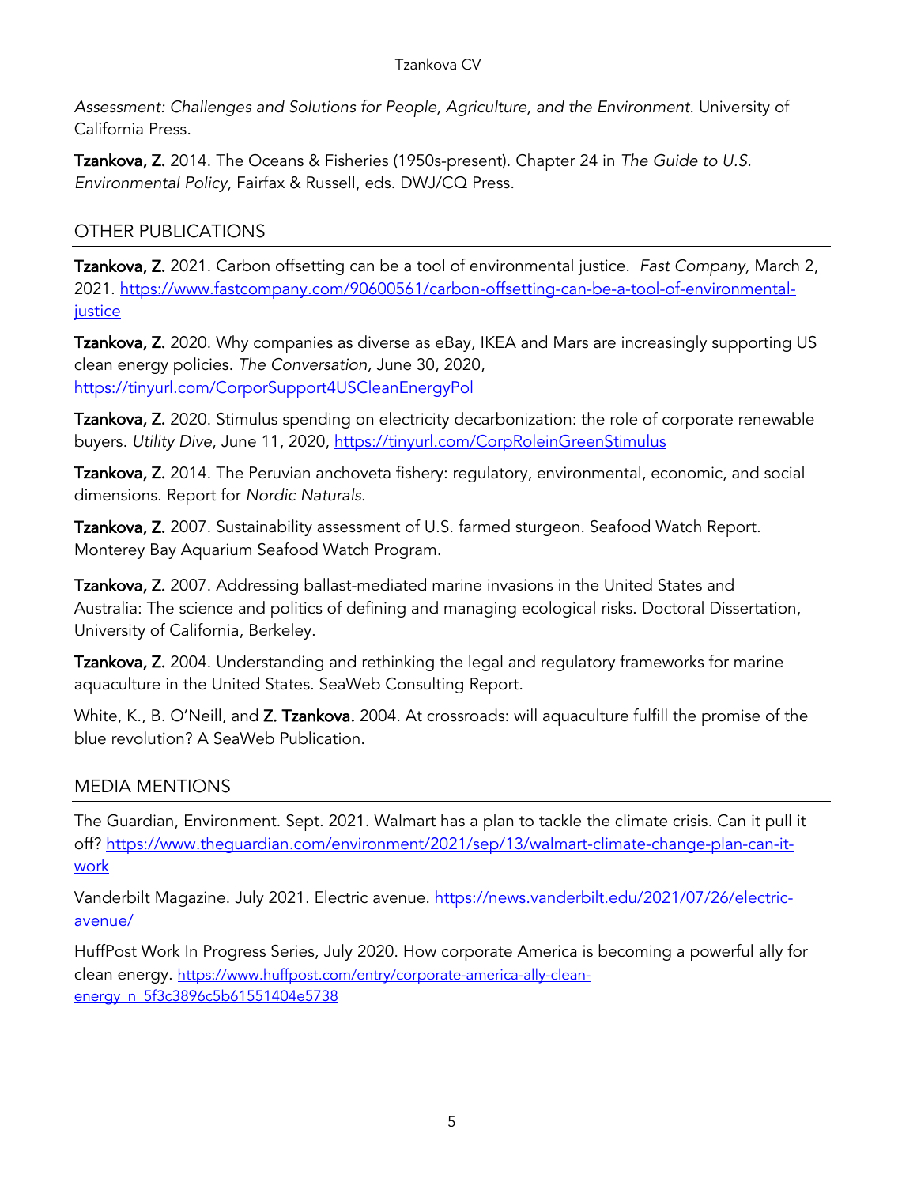*Assessment: Challenges and Solutions for People, Agriculture, and the Environment*. University of California Press.

**Tzankova, Z.** 2014. The Oceans & Fisheries (1950s-present). Chapter 24 in *The Guide to U.S. Environmental Policy,* Fairfax & Russell, eds. DWJ/CQ Press.

## OTHER PUBLICATIONS

**Tzankova, Z.** 2021. Carbon offsetting can be a tool of environmental justice. *Fast Company,* March 2, 2021. https://www.fastcompany.com/90600561/carbon-offsetting-can-be-a-tool-of-environmental-justice

**Tzankova, Z.** 2020. Why companies as diverse as eBay, IKEA and Mars are increasingly supporting US clean energy policies. *The Conversation,* June 30, 2020, https://tinyurl.com/CorporSupport4USCleanEnergyPol

**Tzankova, Z.** 2020. Stimulus spending on electricity decarbonization: the role of corporate renewable buyers. *Utility Dive*, June 11, 2020, https://tinyurl.com/CorpRoleinGreenStimulus

**Tzankova, Z.** 2014. The Peruvian anchoveta fishery: regulatory, environmental, economic, and social dimensions. Report for *Nordic Naturals.*

**Tzankova, Z.** 2007. Sustainability assessment of U.S. farmed sturgeon. Seafood Watch Report. Monterey Bay Aquarium Seafood Watch Program.

**Tzankova, Z.** 2007. Addressing ballast-mediated marine invasions in the United States and Australia: The science and politics of defining and managing ecological risks. Doctoral Dissertation, University of California, Berkeley.

**Tzankova, Z.** 2004. Understanding and rethinking the legal and regulatory frameworks for marine aquaculture in the United States. SeaWeb Consulting Report.

White, K., B. O'Neill, and **Z. Tzankova.** 2004. At crossroads: will aquaculture fulfill the promise of the blue revolution? A SeaWeb Publication.

## MEDIA MENTIONS

The Guardian, Environment. Sept. 2021. Walmart has a plan to tackle the climate crisis. Can it pull it off? https://www.theguardian.com/environment/2021/sep/13/walmart-climate-change-plan-can-it-work

Vanderbilt Magazine. July 2021. Electric avenue. https://news.vanderbilt.edu/2021/07/26/electric-avenue/

HuffPost Work In Progress Series, July 2020. How corporate America is becoming a powerful ally for clean energy. https://www.huffpost.com/entry/corporate-america-ally-clean-energy_n_5f3c3896c5b61551404e5738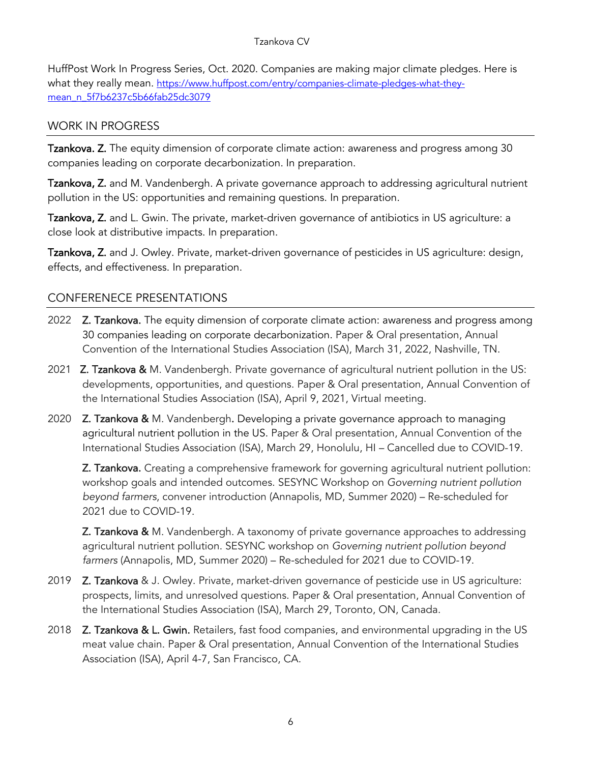HuffPost Work In Progress Series, Oct. 2020. Companies are making major climate pledges. Here is what they really mean. https://www.huffpost.com/entry/companies-climate-pledges-what-they-mean_n_5f7b6237c5b66fab25dc3079

## WORK IN PROGRESS

**Tzankova. Z.** The equity dimension of corporate climate action: awareness and progress among 30 companies leading on corporate decarbonization. In preparation.

**Tzankova, Z.** and M. Vandenbergh. A private governance approach to addressing agricultural nutrient pollution in the US: opportunities and remaining questions. In preparation.

**Tzankova, Z.** and L. Gwin. The private, market-driven governance of antibiotics in US agriculture: a close look at distributive impacts. In preparation.

**Tzankova, Z.** and J. Owley. Private, market-driven governance of pesticides in US agriculture: design, effects, and effectiveness. In preparation.

## CONFERENECE PRESENTATIONS

2022 **Z. Tzankova.** The equity dimension of corporate climate action: awareness and progress among 30 companies leading on corporate decarbonization. Paper & Oral presentation, Annual Convention of the International Studies Association (ISA), March 31, 2022, Nashville, TN.

2021 **Z. Tzankova &** M. Vandenbergh. Private governance of agricultural nutrient pollution in the US: developments, opportunities, and questions. Paper & Oral presentation, Annual Convention of the International Studies Association (ISA), April 9, 2021, Virtual meeting.

2020 **Z. Tzankova &** M. Vandenbergh**.** Developing a private governance approach to managing agricultural nutrient pollution in the US. Paper & Oral presentation, Annual Convention of the International Studies Association (ISA), March 29, Honolulu, HI – Cancelled due to COVID-19.

**Z. Tzankova.** Creating a comprehensive framework for governing agricultural nutrient pollution: workshop goals and intended outcomes. SESYNC Workshop on *Governing nutrient pollution beyond farmers*, convener introduction (Annapolis, MD, Summer 2020) – Re-scheduled for 2021 due to COVID-19.

**Z. Tzankova &** M. Vandenbergh. A taxonomy of private governance approaches to addressing agricultural nutrient pollution. SESYNC workshop on *Governing nutrient pollution beyond farmers* (Annapolis, MD, Summer 2020) – Re-scheduled for 2021 due to COVID-19.

2019 **Z. Tzankova** & J. Owley. Private, market-driven governance of pesticide use in US agriculture: prospects, limits, and unresolved questions. Paper & Oral presentation, Annual Convention of the International Studies Association (ISA), March 29, Toronto, ON, Canada.

2018 **Z. Tzankova & L. Gwin.** Retailers, fast food companies, and environmental upgrading in the US meat value chain. Paper & Oral presentation, Annual Convention of the International Studies Association (ISA), April 4-7, San Francisco, CA.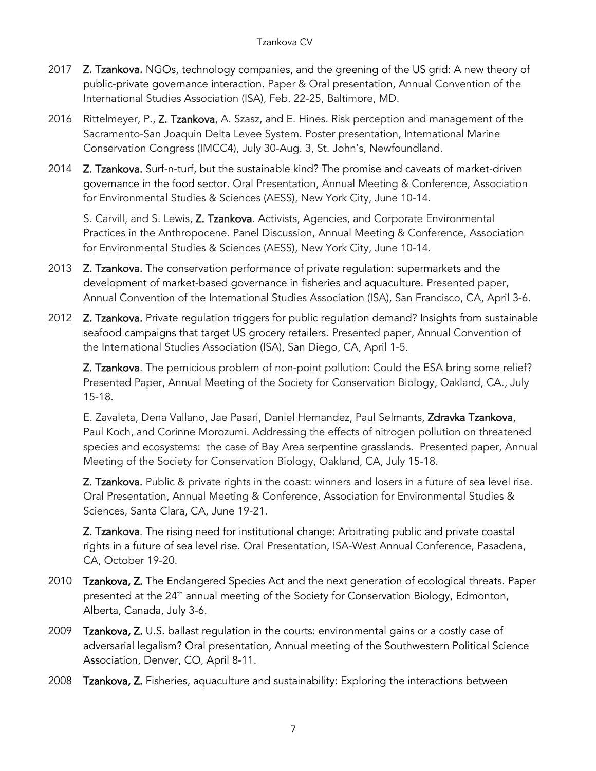2017 **Z. Tzankova.** NGOs, technology companies, and the greening of the US grid: A new theory of public-private governance interaction. Paper & Oral presentation, Annual Convention of the International Studies Association (ISA), Feb. 22-25, Baltimore, MD.

2016 Rittelmeyer, P., **Z. Tzankova**, A. Szasz, and E. Hines. Risk perception and management of the Sacramento-San Joaquin Delta Levee System. Poster presentation, International Marine Conservation Congress (IMCC4), July 30-Aug. 3, St. John's, Newfoundland.

2014 **Z. Tzankova.** Surf-n-turf, but the sustainable kind? The promise and caveats of market-driven governance in the food sector. Oral Presentation, Annual Meeting & Conference, Association for Environmental Studies & Sciences (AESS), New York City, June 10-14.

S. Carvill, and S. Lewis, **Z. Tzankova**. Activists, Agencies, and Corporate Environmental Practices in the Anthropocene. Panel Discussion, Annual Meeting & Conference, Association for Environmental Studies & Sciences (AESS), New York City, June 10-14.

2013 **Z. Tzankova.** The conservation performance of private regulation: supermarkets and the development of market-based governance in fisheries and aquaculture. Presented paper, Annual Convention of the International Studies Association (ISA), San Francisco, CA, April 3-6.

2012 **Z. Tzankova.** Private regulation triggers for public regulation demand? Insights from sustainable seafood campaigns that target US grocery retailers. Presented paper, Annual Convention of the International Studies Association (ISA), San Diego, CA, April 1-5.

**Z. Tzankova**. The pernicious problem of non-point pollution: Could the ESA bring some relief? Presented Paper, Annual Meeting of the Society for Conservation Biology, Oakland, CA., July 15-18.

E. Zavaleta, Dena Vallano, Jae Pasari, Daniel Hernandez, Paul Selmants, **Zdravka Tzankova**, Paul Koch, and Corinne Morozumi. Addressing the effects of nitrogen pollution on threatened species and ecosystems: the case of Bay Area serpentine grasslands. Presented paper, Annual Meeting of the Society for Conservation Biology, Oakland, CA, July 15-18.

**Z. Tzankova.** Public & private rights in the coast: winners and losers in a future of sea level rise. Oral Presentation, Annual Meeting & Conference, Association for Environmental Studies & Sciences, Santa Clara, CA, June 19-21.

**Z. Tzankova**. The rising need for institutional change: Arbitrating public and private coastal rights in a future of sea level rise. Oral Presentation, ISA-West Annual Conference, Pasadena, CA, October 19-20.

2010 **Tzankova, Z.** The Endangered Species Act and the next generation of ecological threats. Paper presented at the 24th annual meeting of the Society for Conservation Biology, Edmonton, Alberta, Canada, July 3-6.

2009 **Tzankova, Z.** U.S. ballast regulation in the courts: environmental gains or a costly case of adversarial legalism? Oral presentation, Annual meeting of the Southwestern Political Science Association, Denver, CO, April 8-11.

2008 **Tzankova, Z.** Fisheries, aquaculture and sustainability: Exploring the interactions between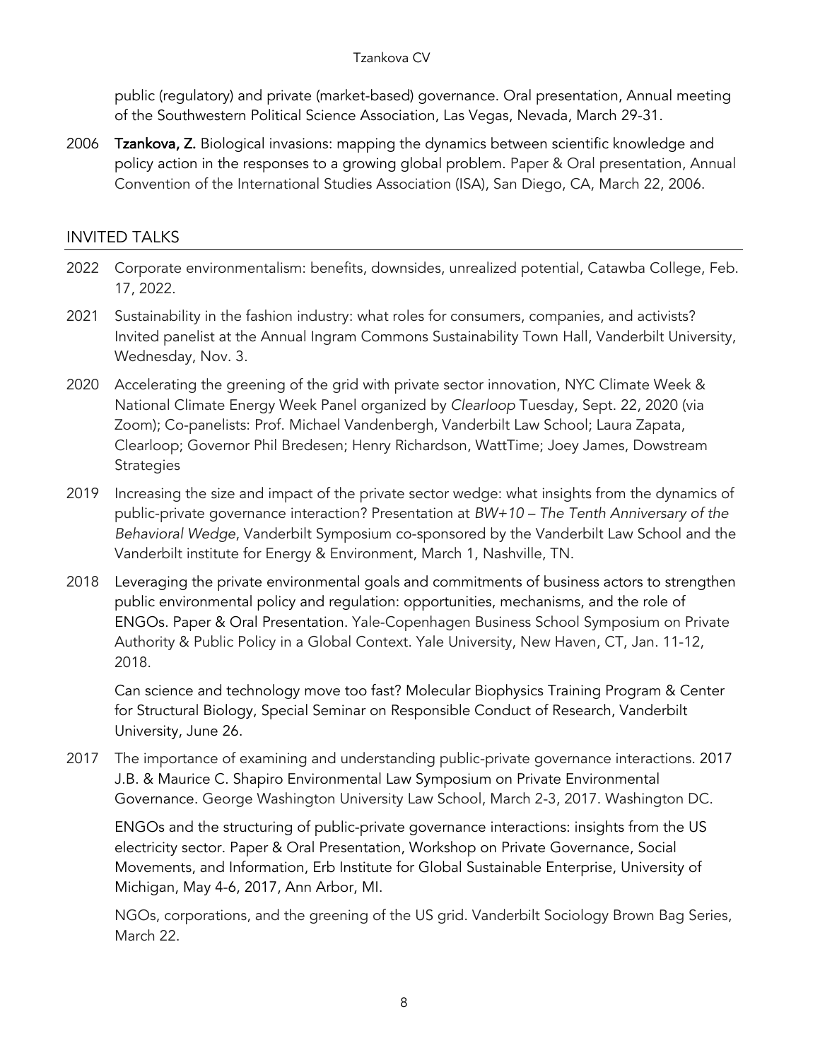public (regulatory) and private (market-based) governance. Oral presentation, Annual meeting of the Southwestern Political Science Association, Las Vegas, Nevada, March 29-31.

2006 **Tzankova, Z.** Biological invasions: mapping the dynamics between scientific knowledge and policy action in the responses to a growing global problem. Paper & Oral presentation, Annual Convention of the International Studies Association (ISA), San Diego, CA, March 22, 2006.

## INVITED TALKS

2022 Corporate environmentalism: benefits, downsides, unrealized potential, Catawba College, Feb. 17, 2022.

2021 Sustainability in the fashion industry: what roles for consumers, companies, and activists? Invited panelist at the Annual Ingram Commons Sustainability Town Hall, Vanderbilt University, Wednesday, Nov. 3.

2020 Accelerating the greening of the grid with private sector innovation, NYC Climate Week & National Climate Energy Week Panel organized by *Clearloop* Tuesday, Sept. 22, 2020 (via Zoom); Co-panelists: Prof. Michael Vandenbergh, Vanderbilt Law School; Laura Zapata, Clearloop; Governor Phil Bredesen; Henry Richardson, WattTime; Joey James, Dowstream Strategies

2019 Increasing the size and impact of the private sector wedge: what insights from the dynamics of public-private governance interaction? Presentation at *BW+10 – The Tenth Anniversary of the Behavioral Wedge*, Vanderbilt Symposium co-sponsored by the Vanderbilt Law School and the Vanderbilt institute for Energy & Environment, March 1, Nashville, TN.

2018 Leveraging the private environmental goals and commitments of business actors to strengthen public environmental policy and regulation: opportunities, mechanisms, and the role of ENGOs. Paper & Oral Presentation. Yale-Copenhagen Business School Symposium on Private Authority & Public Policy in a Global Context. Yale University, New Haven, CT, Jan. 11-12, 2018.

Can science and technology move too fast? Molecular Biophysics Training Program & Center for Structural Biology, Special Seminar on Responsible Conduct of Research, Vanderbilt University, June 26.

2017 The importance of examining and understanding public-private governance interactions. 2017 J.B. & Maurice C. Shapiro Environmental Law Symposium on Private Environmental Governance. George Washington University Law School, March 2-3, 2017. Washington DC.

ENGOs and the structuring of public-private governance interactions: insights from the US electricity sector. Paper & Oral Presentation, Workshop on Private Governance, Social Movements, and Information, Erb Institute for Global Sustainable Enterprise, University of Michigan, May 4-6, 2017, Ann Arbor, MI.

NGOs, corporations, and the greening of the US grid. Vanderbilt Sociology Brown Bag Series, March 22.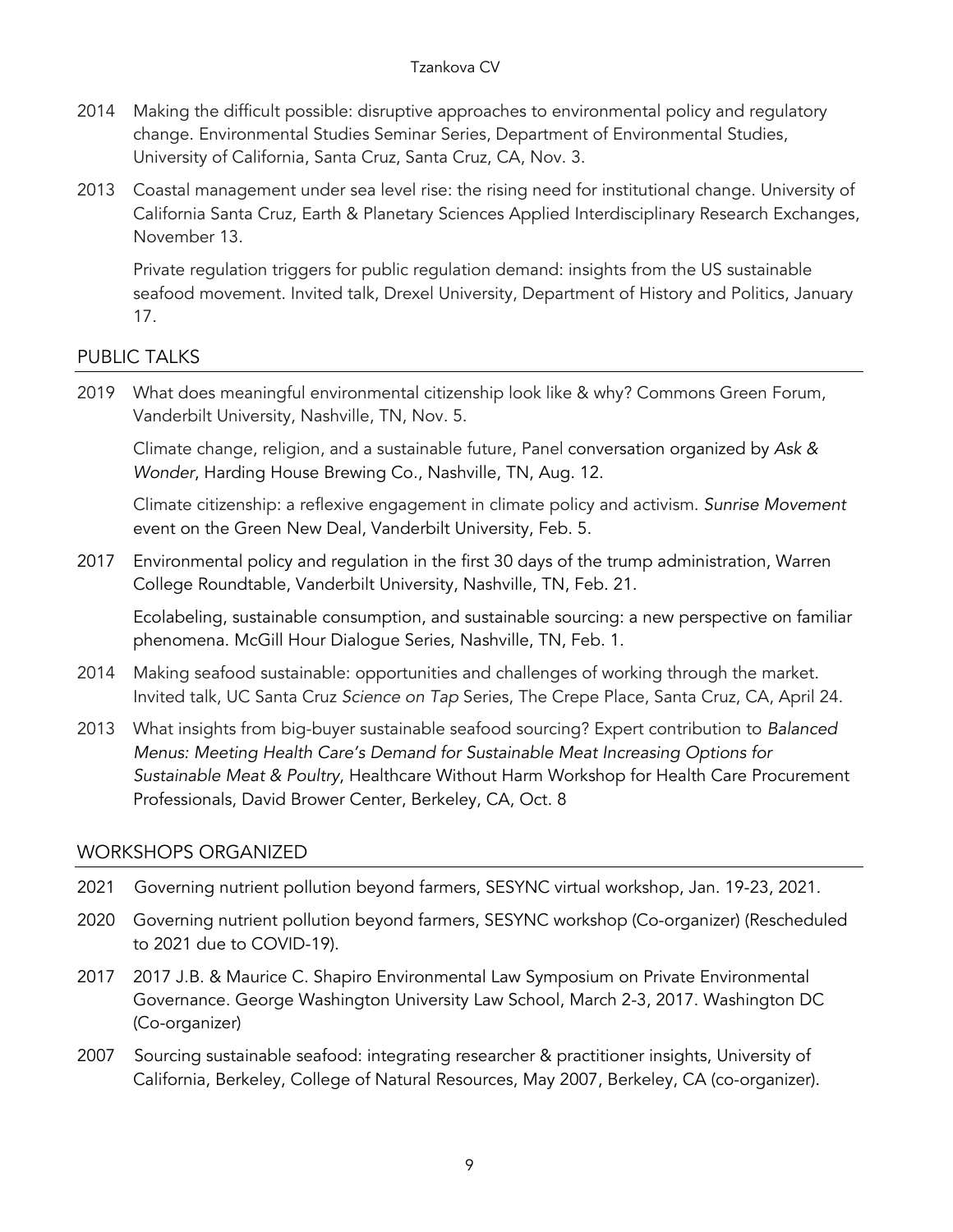2014 Making the difficult possible: disruptive approaches to environmental policy and regulatory change. Environmental Studies Seminar Series, Department of Environmental Studies, University of California, Santa Cruz, Santa Cruz, CA, Nov. 3.

2013 Coastal management under sea level rise: the rising need for institutional change. University of California Santa Cruz, Earth & Planetary Sciences Applied Interdisciplinary Research Exchanges, November 13.

Private regulation triggers for public regulation demand: insights from the US sustainable seafood movement. Invited talk, Drexel University, Department of History and Politics, January 17.

## PUBLIC TALKS

2019 What does meaningful environmental citizenship look like & why? Commons Green Forum, Vanderbilt University, Nashville, TN, Nov. 5.

Climate change, religion, and a sustainable future, Panel conversation organized by *Ask & Wonder*, Harding House Brewing Co., Nashville, TN, Aug. 12.

Climate citizenship: a reflexive engagement in climate policy and activism. *Sunrise Movement* event on the Green New Deal, Vanderbilt University, Feb. 5.

2017 Environmental policy and regulation in the first 30 days of the trump administration, Warren College Roundtable, Vanderbilt University, Nashville, TN, Feb. 21.

Ecolabeling, sustainable consumption, and sustainable sourcing: a new perspective on familiar phenomena. McGill Hour Dialogue Series, Nashville, TN, Feb. 1.

2014 Making seafood sustainable: opportunities and challenges of working through the market. Invited talk, UC Santa Cruz *Science on Tap* Series, The Crepe Place, Santa Cruz, CA, April 24.

2013 What insights from big-buyer sustainable seafood sourcing? Expert contribution to *Balanced Menus: Meeting Health Care's Demand for Sustainable Meat Increasing Options for Sustainable Meat & Poultry*, Healthcare Without Harm Workshop for Health Care Procurement Professionals, David Brower Center, Berkeley, CA, Oct. 8

## WORKSHOPS ORGANIZED

2021 Governing nutrient pollution beyond farmers, SESYNC virtual workshop, Jan. 19-23, 2021.

2020 Governing nutrient pollution beyond farmers, SESYNC workshop (Co-organizer) (Rescheduled to 2021 due to COVID-19).

2017 2017 J.B. & Maurice C. Shapiro Environmental Law Symposium on Private Environmental Governance. George Washington University Law School, March 2-3, 2017. Washington DC (Co-organizer)

2007 Sourcing sustainable seafood: integrating researcher & practitioner insights, University of California, Berkeley, College of Natural Resources, May 2007, Berkeley, CA (co-organizer).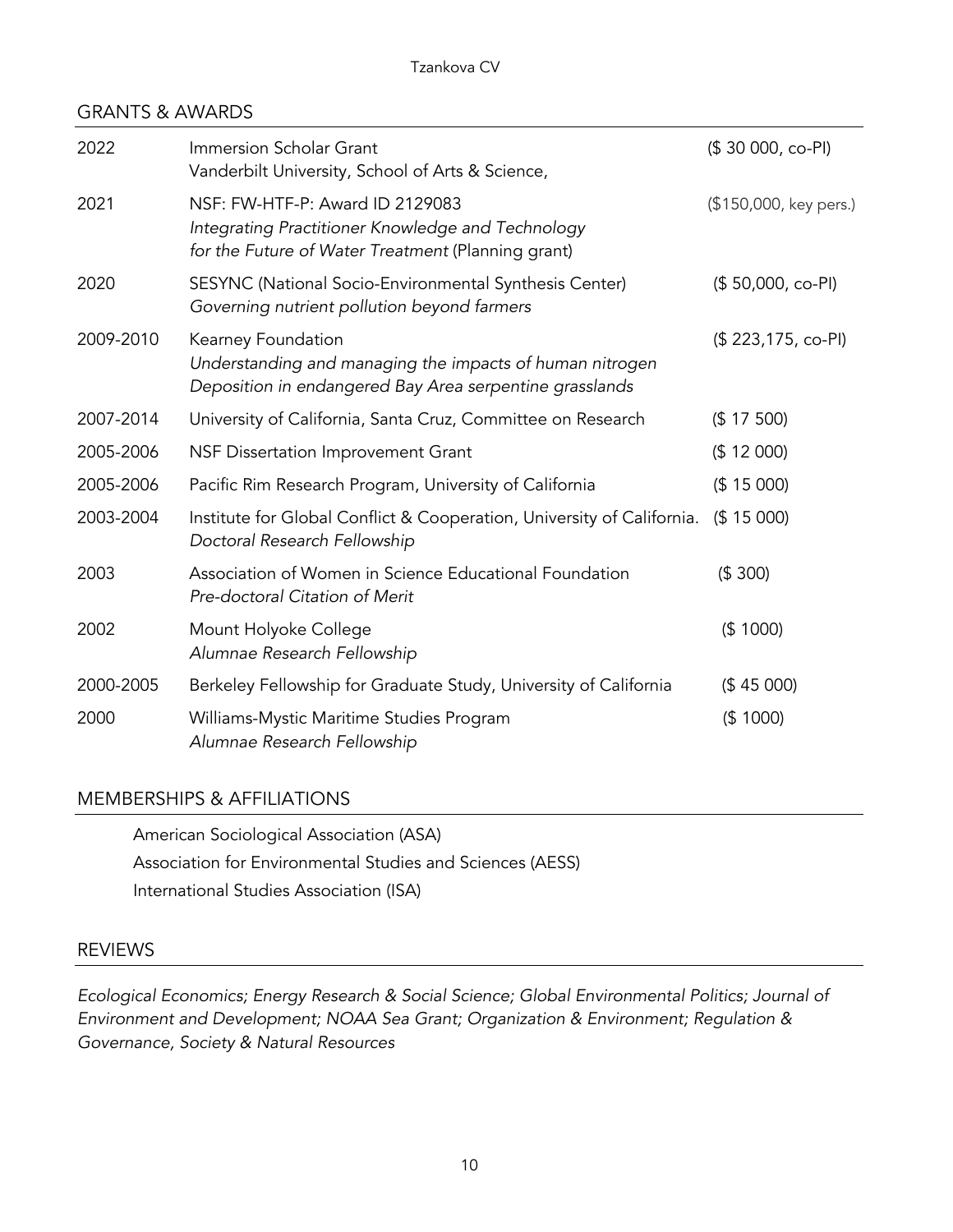## GRANTS & AWARDS

| | | |
|---|---|---|
| 2022 | Immersion Scholar Grant<br>Vanderbilt University, School of Arts & Science, | ($ 30 000, co-PI) |
| 2021 | NSF: FW-HTF-P: Award ID 2129083<br>*Integrating Practitioner Knowledge and Technology for the Future of Water Treatment* (Planning grant) | ($150,000, key pers.) |
| 2020 | SESYNC (National Socio-Environmental Synthesis Center)<br>*Governing nutrient pollution beyond farmers* | ($ 50,000, co-PI) |
| 2009-2010 | Kearney Foundation<br>*Understanding and managing the impacts of human nitrogen Deposition in endangered Bay Area serpentine grasslands* | ($ 223,175, co-PI) |
| 2007-2014 | University of California, Santa Cruz, Committee on Research | ($ 17 500) |
| 2005-2006 | NSF Dissertation Improvement Grant | ($ 12 000) |
| 2005-2006 | Pacific Rim Research Program, University of California | ($ 15 000) |
| 2003-2004 | Institute for Global Conflict & Cooperation, University of California.<br>*Doctoral Research Fellowship* | ($ 15 000) |
| 2003 | Association of Women in Science Educational Foundation<br>*Pre-doctoral Citation of Merit* | ($ 300) |
| 2002 | Mount Holyoke College<br>*Alumnae Research Fellowship* | ($ 1000) |
| 2000-2005 | Berkeley Fellowship for Graduate Study, University of California | ($ 45 000) |
| 2000 | Williams-Mystic Maritime Studies Program<br>*Alumnae Research Fellowship* | ($ 1000) |

## MEMBERSHIPS & AFFILIATIONS

American Sociological Association (ASA)

Association for Environmental Studies and Sciences (AESS)

International Studies Association (ISA)

## REVIEWS

*Ecological Economics; Energy Research & Social Science; Global Environmental Politics; Journal of Environment and Development; NOAA Sea Grant; Organization & Environment; Regulation & Governance, Society & Natural Resources*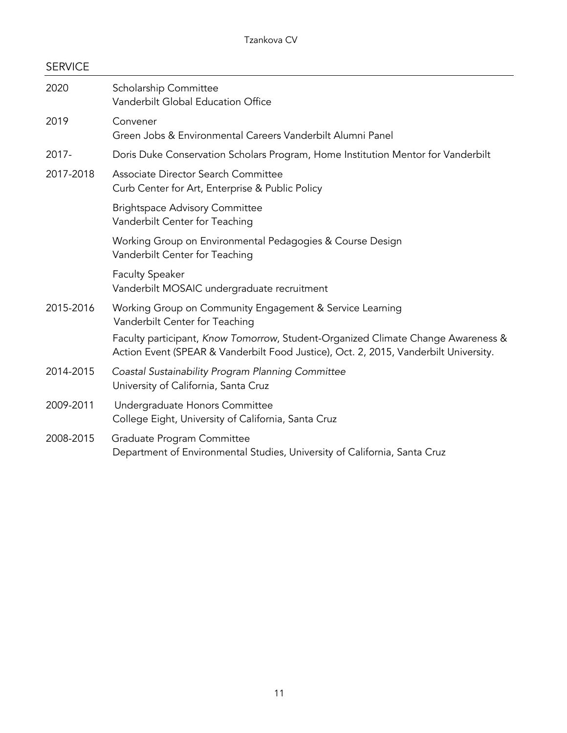## SERVICE

| | |
|---|---|
| 2020 | Scholarship Committee<br>Vanderbilt Global Education Office |
| 2019 | Convener<br>Green Jobs & Environmental Careers Vanderbilt Alumni Panel |
| 2017- | Doris Duke Conservation Scholars Program, Home Institution Mentor for Vanderbilt |
| 2017-2018 | Associate Director Search Committee<br>Curb Center for Art, Enterprise & Public Policy |
| | Brightspace Advisory Committee<br>Vanderbilt Center for Teaching |
| | Working Group on Environmental Pedagogies & Course Design<br>Vanderbilt Center for Teaching |
| | Faculty Speaker<br>Vanderbilt MOSAIC undergraduate recruitment |
| 2015-2016 | Working Group on Community Engagement & Service Learning<br>Vanderbilt Center for Teaching |
| | Faculty participant, *Know Tomorrow*, Student-Organized Climate Change Awareness & Action Event (SPEAR & Vanderbilt Food Justice), Oct. 2, 2015, Vanderbilt University. |
| 2014-2015 | *Coastal Sustainability Program Planning Committee*<br>University of California, Santa Cruz |
| 2009-2011 | Undergraduate Honors Committee<br>College Eight, University of California, Santa Cruz |
| 2008-2015 | Graduate Program Committee<br>Department of Environmental Studies, University of California, Santa Cruz |